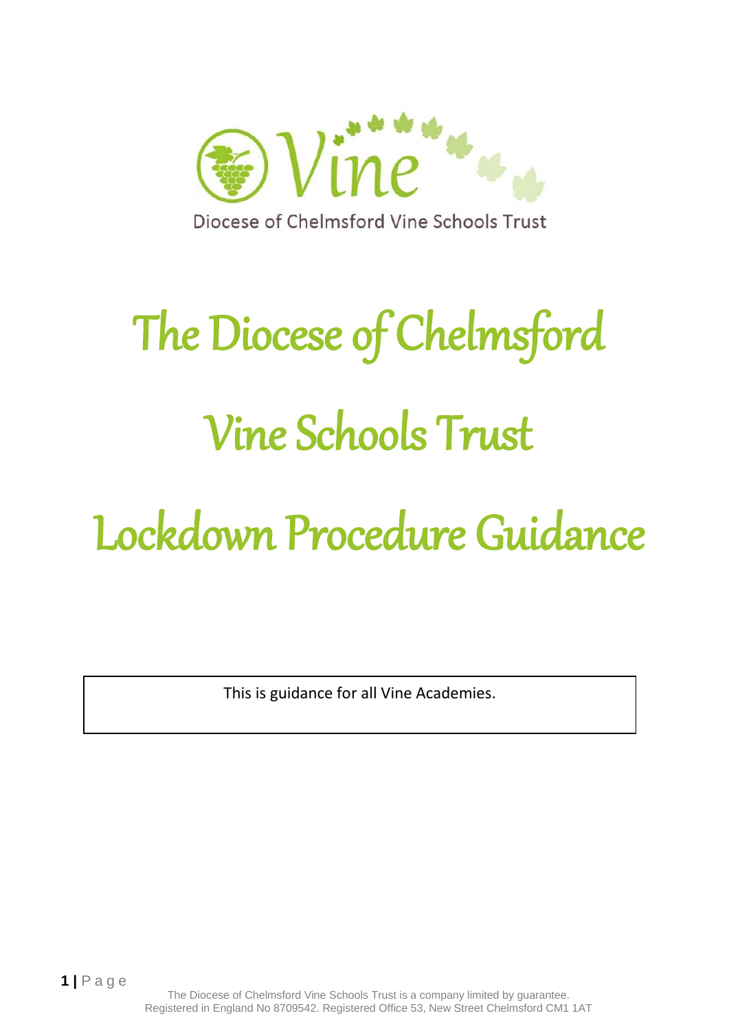Diocese of Chelmsford Vine Schools Trust

# The Diocese of Chelmsford Vine Schools Trust Lockdown Procedure Guidance

This is guidance for all Vine Academies.

The Diocese of Chelmsford Vine Schools Trust is a company limited by guarantee.
Registered in England No 8709542. Registered Office 53, New Street Chelmsford CM1 1AT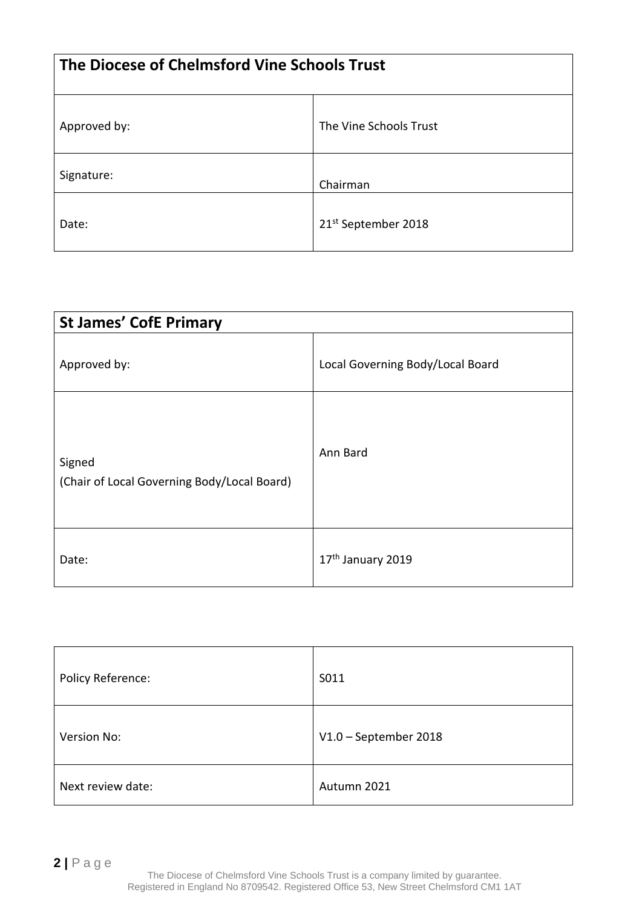| The Diocese of Chelmsford Vine Schools Trust | |
|---|---|
| Approved by: | The Vine Schools Trust |
| Signature: | Chairman |
| Date: | 21st September 2018 |

| St James' CofE Primary | |
|---|---|
| Approved by: | Local Governing Body/Local Board |
| Signed<br>(Chair of Local Governing Body/Local Board) | Ann Bard |
| Date: | 17th January 2019 |

| | |
|---|---|
| Policy Reference: | S011 |
| Version No: | V1.0 – September 2018 |
| Next review date: | Autumn 2021 |

The Diocese of Chelmsford Vine Schools Trust is a company limited by guarantee.
Registered in England No 8709542. Registered Office 53, New Street Chelmsford CM1 1AT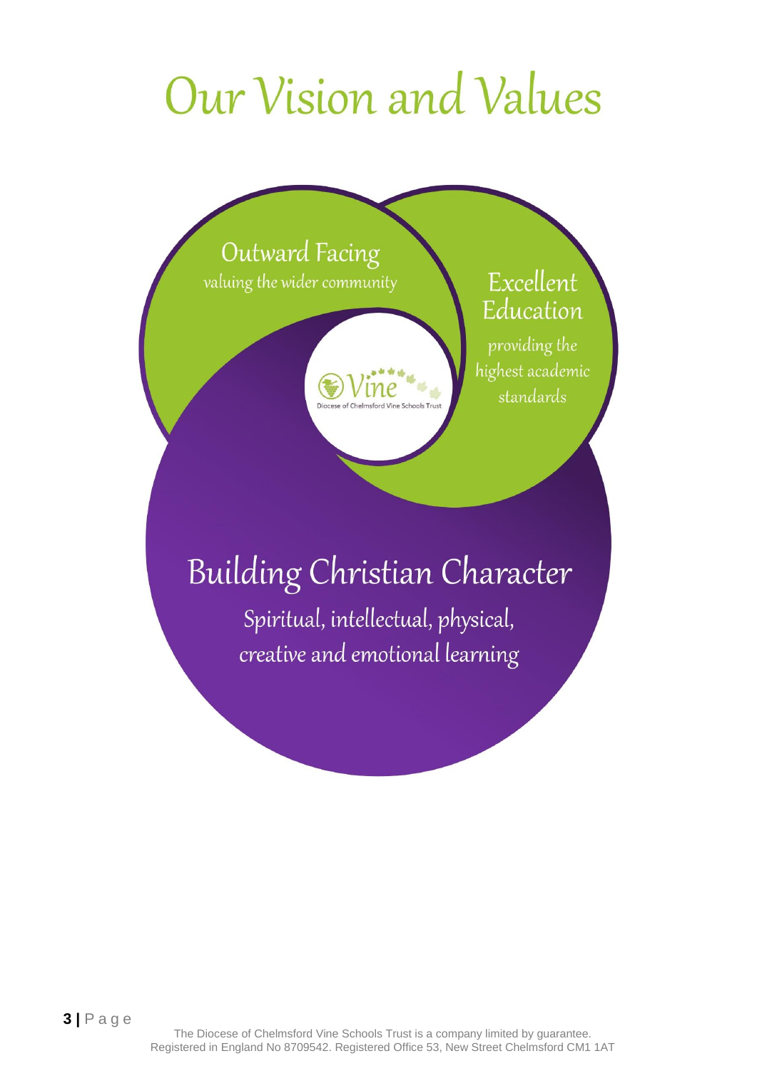# Our Vision and Values

## Outward Facing

valuing the wider community

## Excellent Education

providing the highest academic standards

Vine

Diocese of Chelmsford Vine Schools Trust

## Building Christian Character

Spiritual, intellectual, physical, creative and emotional learning

The Diocese of Chelmsford Vine Schools Trust is a company limited by guarantee.
Registered in England No 8709542. Registered Office 53, New Street Chelmsford CM1 1AT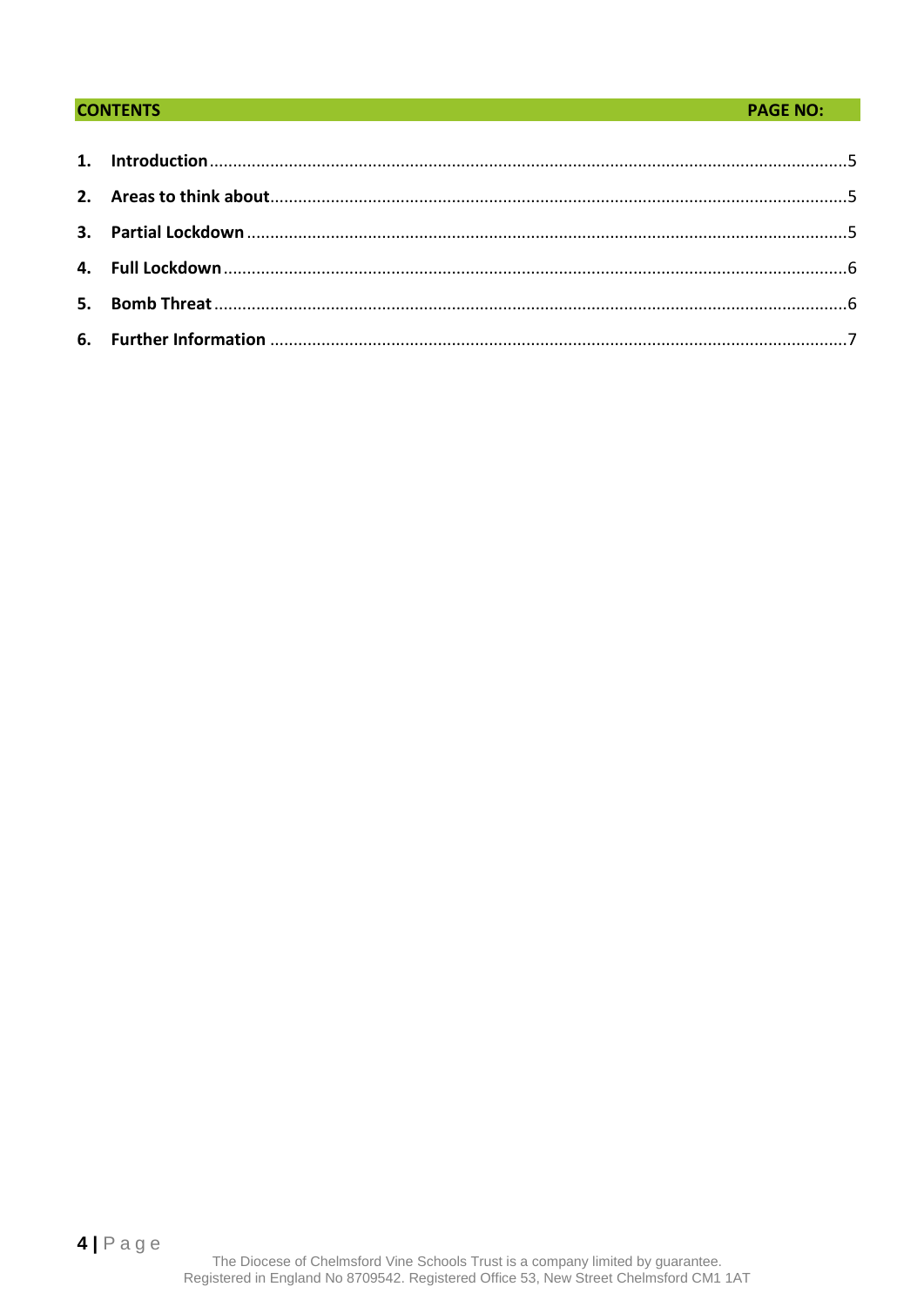| CONTENTS | PAGE NO: |
|---|---|
| **1. Introduction** | 5 |
| **2. Areas to think about** | 5 |
| **3. Partial Lockdown** | 5 |
| **4. Full Lockdown** | 6 |
| **5. Bomb Threat** | 6 |
| **6. Further Information** | 7 |

The Diocese of Chelmsford Vine Schools Trust is a company limited by guarantee.
Registered in England No 8709542. Registered Office 53, New Street Chelmsford CM1 1AT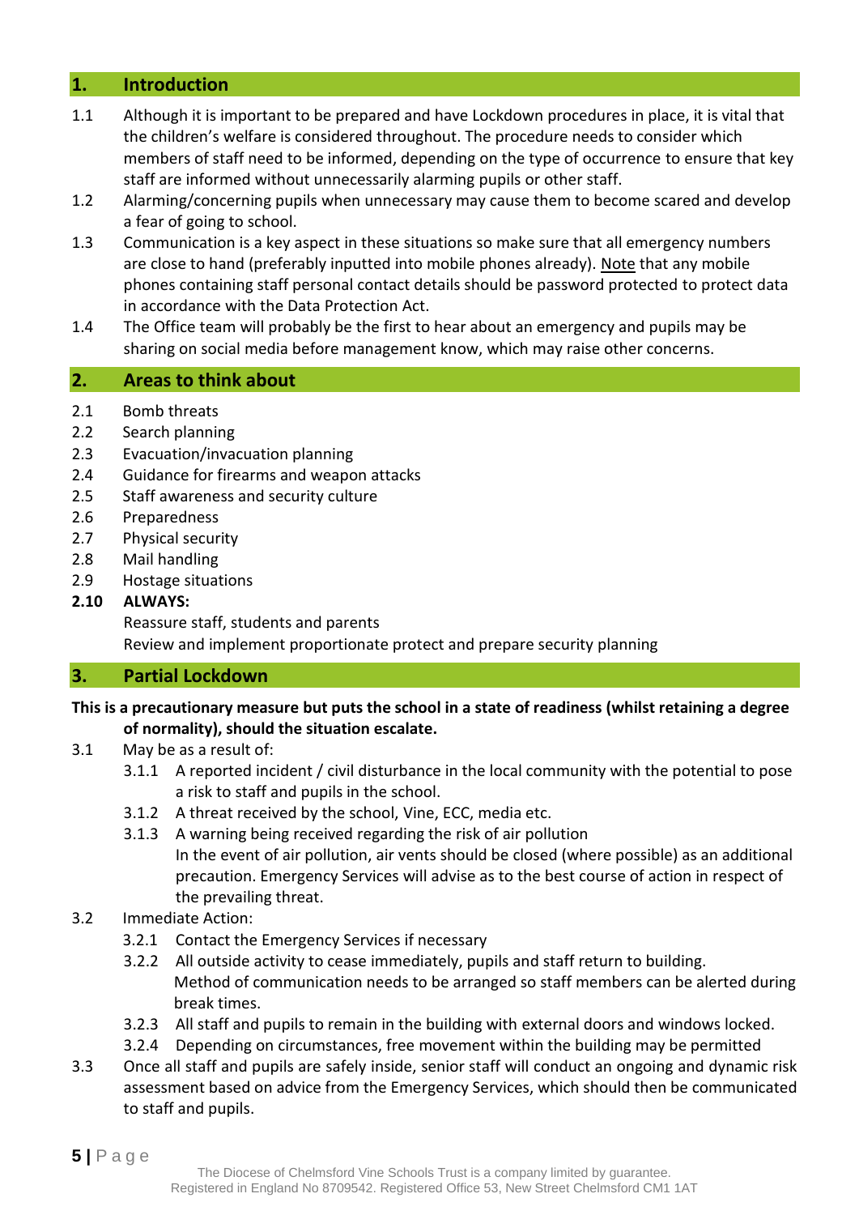## 1. Introduction

1.1 Although it is important to be prepared and have Lockdown procedures in place, it is vital that the children's welfare is considered throughout. The procedure needs to consider which members of staff need to be informed, depending on the type of occurrence to ensure that key staff are informed without unnecessarily alarming pupils or other staff.

1.2 Alarming/concerning pupils when unnecessary may cause them to become scared and develop a fear of going to school.

1.3 Communication is a key aspect in these situations so make sure that all emergency numbers are close to hand (preferably inputted into mobile phones already). Note that any mobile phones containing staff personal contact details should be password protected to protect data in accordance with the Data Protection Act.

1.4 The Office team will probably be the first to hear about an emergency and pupils may be sharing on social media before management know, which may raise other concerns.

## 2. Areas to think about

2.1 Bomb threats

2.2 Search planning

2.3 Evacuation/invacuation planning

2.4 Guidance for firearms and weapon attacks

2.5 Staff awareness and security culture

2.6 Preparedness

2.7 Physical security

2.8 Mail handling

2.9 Hostage situations

**2.10 ALWAYS:**

Reassure staff, students and parents

Review and implement proportionate protect and prepare security planning

## 3. Partial Lockdown

**This is a precautionary measure but puts the school in a state of readiness (whilst retaining a degree of normality), should the situation escalate.**

3.1 May be as a result of:

- 3.1.1 A reported incident / civil disturbance in the local community with the potential to pose a risk to staff and pupils in the school.
- 3.1.2 A threat received by the school, Vine, ECC, media etc.
- 3.1.3 A warning being received regarding the risk of air pollution

  In the event of air pollution, air vents should be closed (where possible) as an additional precaution. Emergency Services will advise as to the best course of action in respect of the prevailing threat.

3.2 Immediate Action:

- 3.2.1 Contact the Emergency Services if necessary
- 3.2.2 All outside activity to cease immediately, pupils and staff return to building.

  Method of communication needs to be arranged so staff members can be alerted during break times.
- 3.2.3 All staff and pupils to remain in the building with external doors and windows locked.
- 3.2.4 Depending on circumstances, free movement within the building may be permitted

3.3 Once all staff and pupils are safely inside, senior staff will conduct an ongoing and dynamic risk assessment based on advice from the Emergency Services, which should then be communicated to staff and pupils.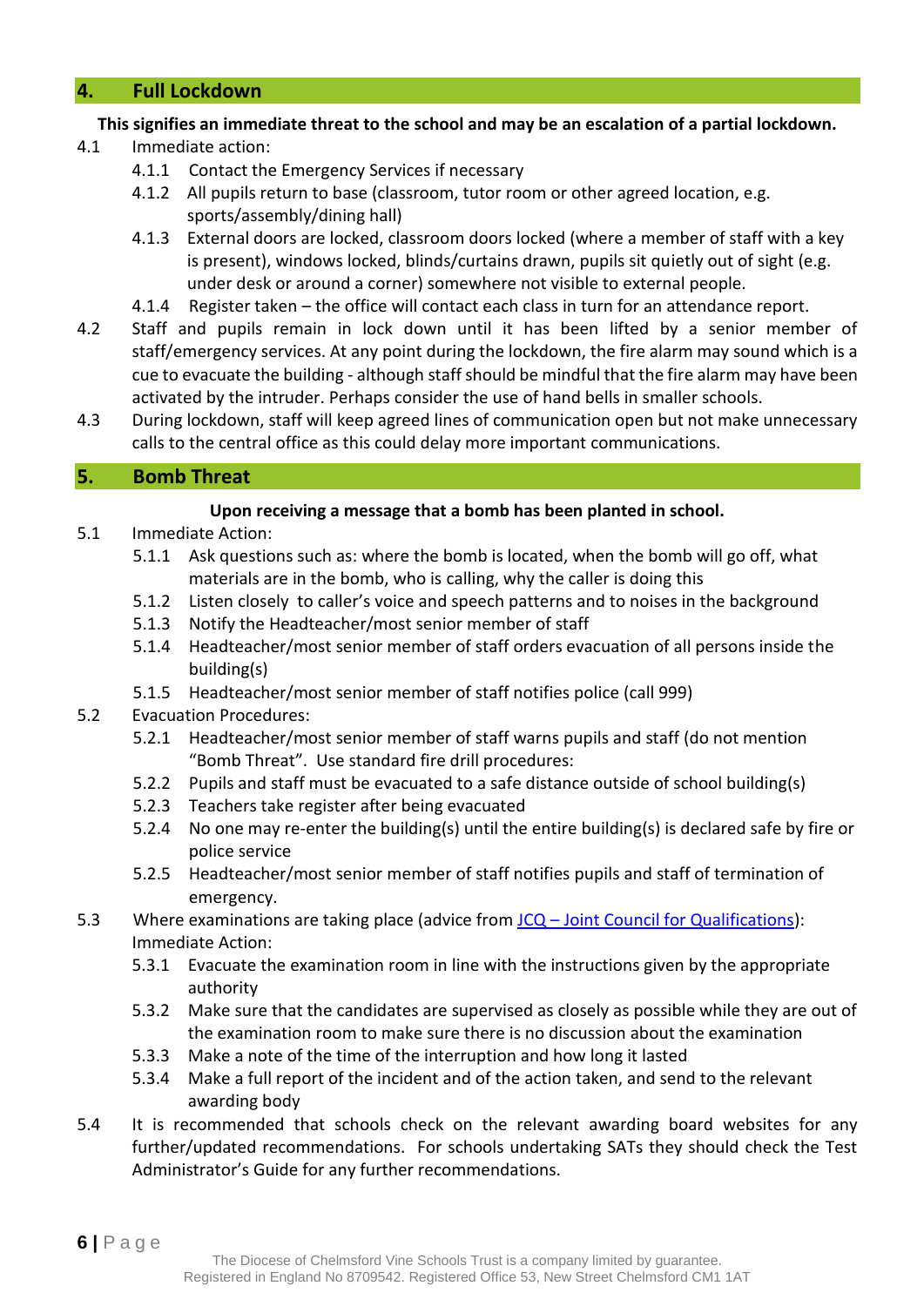## 4. Full Lockdown

**This signifies an immediate threat to the school and may be an escalation of a partial lockdown.**

4.1 Immediate action:

- 4.1.1 Contact the Emergency Services if necessary
- 4.1.2 All pupils return to base (classroom, tutor room or other agreed location, e.g. sports/assembly/dining hall)
- 4.1.3 External doors are locked, classroom doors locked (where a member of staff with a key is present), windows locked, blinds/curtains drawn, pupils sit quietly out of sight (e.g. under desk or around a corner) somewhere not visible to external people.
- 4.1.4 Register taken – the office will contact each class in turn for an attendance report.

4.2 Staff and pupils remain in lock down until it has been lifted by a senior member of staff/emergency services. At any point during the lockdown, the fire alarm may sound which is a cue to evacuate the building - although staff should be mindful that the fire alarm may have been activated by the intruder. Perhaps consider the use of hand bells in smaller schools.

4.3 During lockdown, staff will keep agreed lines of communication open but not make unnecessary calls to the central office as this could delay more important communications.

## 5. Bomb Threat

**Upon receiving a message that a bomb has been planted in school.**

5.1 Immediate Action:

- 5.1.1 Ask questions such as: where the bomb is located, when the bomb will go off, what materials are in the bomb, who is calling, why the caller is doing this
- 5.1.2 Listen closely to caller's voice and speech patterns and to noises in the background
- 5.1.3 Notify the Headteacher/most senior member of staff
- 5.1.4 Headteacher/most senior member of staff orders evacuation of all persons inside the building(s)
- 5.1.5 Headteacher/most senior member of staff notifies police (call 999)

5.2 Evacuation Procedures:

- 5.2.1 Headteacher/most senior member of staff warns pupils and staff (do not mention "Bomb Threat". Use standard fire drill procedures:
- 5.2.2 Pupils and staff must be evacuated to a safe distance outside of school building(s)
- 5.2.3 Teachers take register after being evacuated
- 5.2.4 No one may re-enter the building(s) until the entire building(s) is declared safe by fire or police service
- 5.2.5 Headteacher/most senior member of staff notifies pupils and staff of termination of emergency.

5.3 Where examinations are taking place (advice from [JCQ – Joint Council for Qualifications](JCQ – Joint Council for Qualifications)):
Immediate Action:

- 5.3.1 Evacuate the examination room in line with the instructions given by the appropriate authority
- 5.3.2 Make sure that the candidates are supervised as closely as possible while they are out of the examination room to make sure there is no discussion about the examination
- 5.3.3 Make a note of the time of the interruption and how long it lasted
- 5.3.4 Make a full report of the incident and of the action taken, and send to the relevant awarding body

5.4 It is recommended that schools check on the relevant awarding board websites for any further/updated recommendations. For schools undertaking SATs they should check the Test Administrator's Guide for any further recommendations.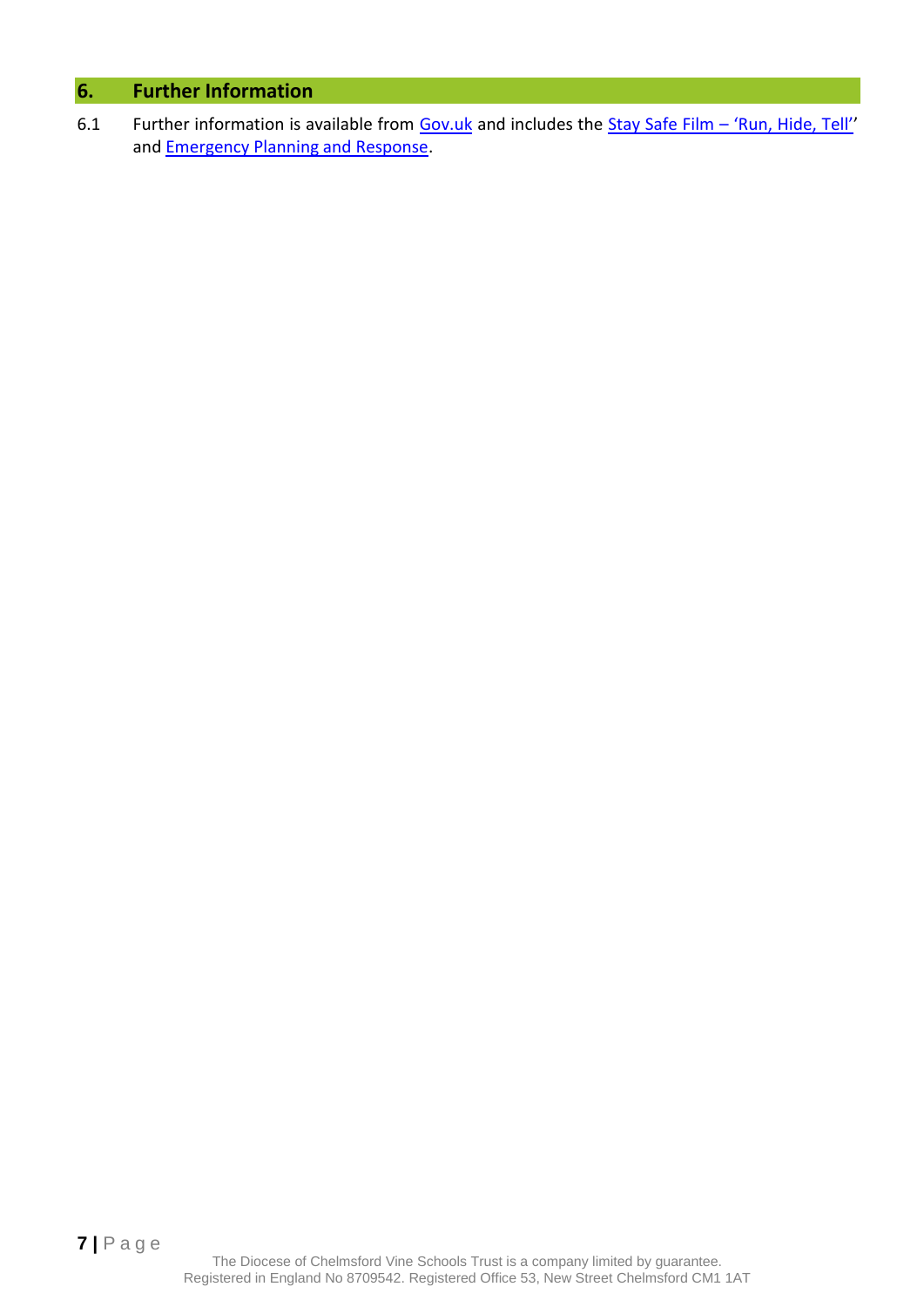## 6. Further Information

6.1 Further information is available from Gov.uk and includes the Stay Safe Film – 'Run, Hide, Tell'' and Emergency Planning and Response.